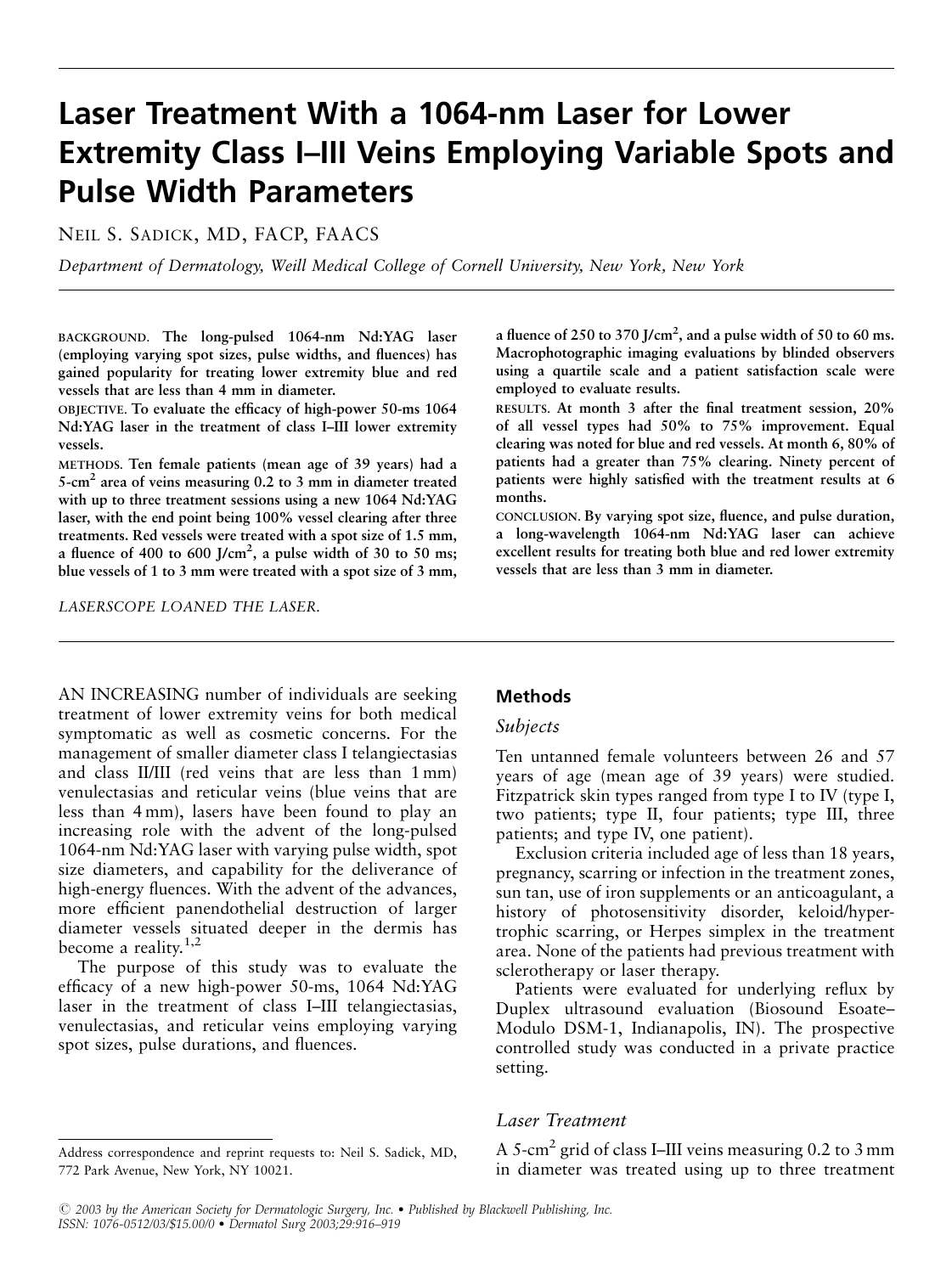# Laser Treatment With a 1064-nm Laser for Lower Extremity Class I–III Veins Employing Variable Spots and Pulse Width Parameters

NEIL S. SADICK, MD, FACP, FAACS

*Department of Dermatology, Weill Medical College of Cornell University, New York, New York*

**BACKGROUND.** **The long-pulsed 1064-nm Nd:YAG laser (employing varying spot sizes, pulse widths, and fluences) has gained popularity for treating lower extremity blue and red vessels that are less than 4 mm in diameter.**

**OBJECTIVE.** **To evaluate the efficacy of high-power 50-ms 1064 Nd:YAG laser in the treatment of class I–III lower extremity vessels.**

**METHODS.** **Ten female patients (mean age of 39 years) had a 5-cm$^2$ area of veins measuring 0.2 to 3 mm in diameter treated with up to three treatment sessions using a new 1064 Nd:YAG laser, with the end point being 100% vessel clearing after three treatments. Red vessels were treated with a spot size of 1.5 mm, a fluence of 400 to 600 J/cm$^2$, a pulse width of 30 to 50 ms; blue vessels of 1 to 3 mm were treated with a spot size of 3 mm, a fluence of 250 to 370 J/cm$^2$, and a pulse width of 50 to 60 ms. Macrophotographic imaging evaluations by blinded observers using a quartile scale and a patient satisfaction scale were employed to evaluate results.**

**RESULTS.** **At month 3 after the final treatment session, 20% of all vessel types had 50% to 75% improvement. Equal clearing was noted for blue and red vessels. At month 6, 80% of patients had a greater than 75% clearing. Ninety percent of patients were highly satisfied with the treatment results at 6 months.**

**CONCLUSION.** **By varying spot size, fluence, and pulse duration, a long-wavelength 1064-nm Nd:YAG laser can achieve excellent results for treating both blue and red lower extremity vessels that are less than 3 mm in diameter.**

*LASERSCOPE LOANED THE LASER.*

AN INCREASING number of individuals are seeking treatment of lower extremity veins for both medical symptomatic as well as cosmetic concerns. For the management of smaller diameter class I telangiectasias and class II/III (red veins that are less than 1 mm) venulectasias and reticular veins (blue veins that are less than 4 mm), lasers have been found to play an increasing role with the advent of the long-pulsed 1064-nm Nd:YAG laser with varying pulse width, spot size diameters, and capability for the deliverance of high-energy fluences. With the advent of the advances, more efficient panendothelial destruction of larger diameter vessels situated deeper in the dermis has become a reality.[1,2]

The purpose of this study was to evaluate the efficacy of a new high-power 50-ms, 1064 Nd:YAG laser in the treatment of class I–III telangiectasias, venulectasias, and reticular veins employing varying spot sizes, pulse durations, and fluences.

## Methods

### *Subjects*

Ten untanned female volunteers between 26 and 57 years of age (mean age of 39 years) were studied. Fitzpatrick skin types ranged from type I to IV (type I, two patients; type II, four patients; type III, three patients; and type IV, one patient).

Exclusion criteria included age of less than 18 years, pregnancy, scarring or infection in the treatment zones, sun tan, use of iron supplements or an anticoagulant, a history of photosensitivity disorder, keloid/hypertrophic scarring, or Herpes simplex in the treatment area. None of the patients had previous treatment with sclerotherapy or laser therapy.

Patients were evaluated for underlying reflux by Duplex ultrasound evaluation (Biosound Esoate–Modulo DSM-1, Indianapolis, IN). The prospective controlled study was conducted in a private practice setting.

### *Laser Treatment*

A 5-cm$^2$ grid of class I–III veins measuring 0.2 to 3 mm in diameter was treated using up to three treatment

Address correspondence and reprint requests to: Neil S. Sadick, MD, 772 Park Avenue, New York, NY 10021.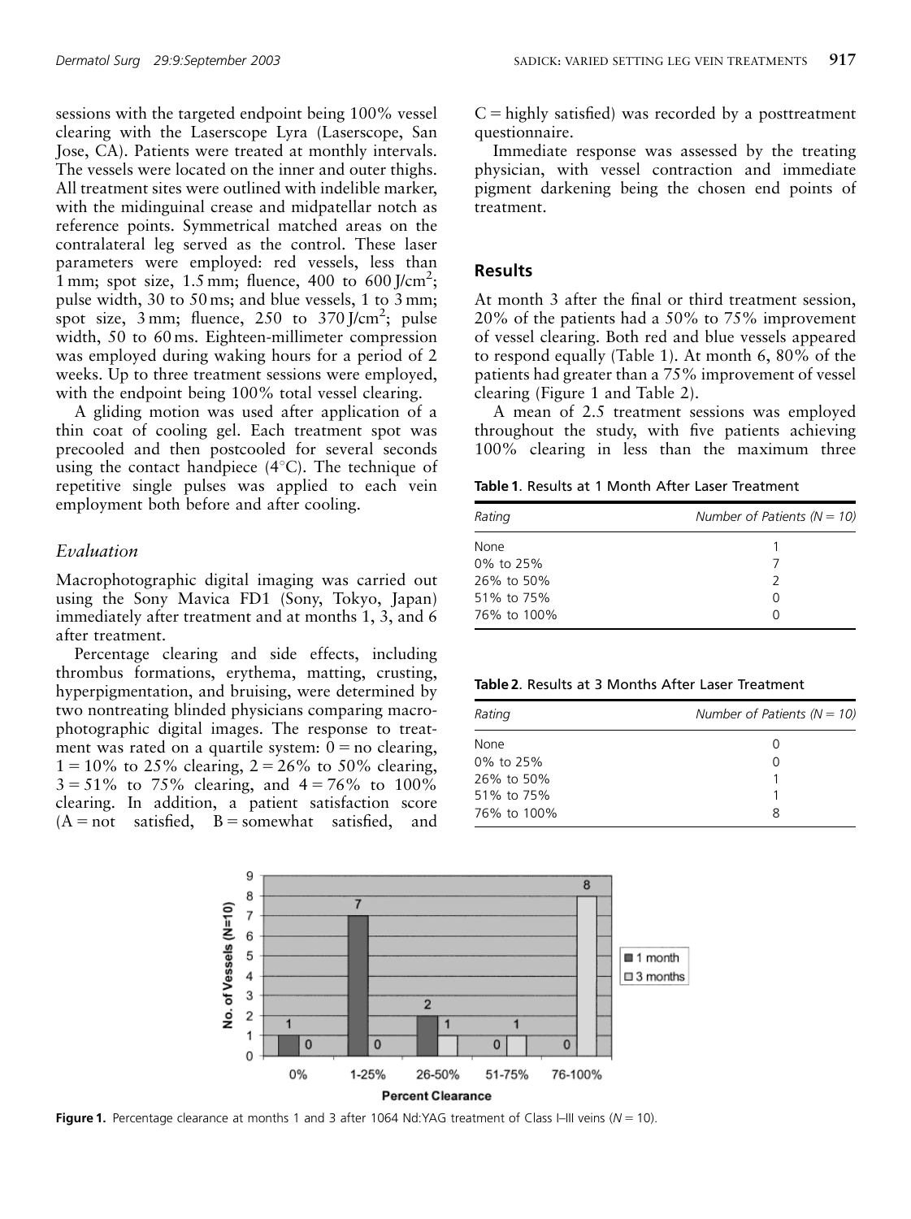sessions with the targeted endpoint being 100% vessel clearing with the Laserscope Lyra (Laserscope, San Jose, CA). Patients were treated at monthly intervals. The vessels were located on the inner and outer thighs. All treatment sites were outlined with indelible marker, with the midinguinal crease and midpatellar notch as reference points. Symmetrical matched areas on the contralateral leg served as the control. These laser parameters were employed: red vessels, less than 1 mm; spot size, 1.5 mm; fluence, 400 to 600 J/cm$^2$; pulse width, 30 to 50 ms; and blue vessels, 1 to 3 mm; spot size, 3 mm; fluence, 250 to 370 J/cm$^2$; pulse width, 50 to 60 ms. Eighteen-millimeter compression was employed during waking hours for a period of 2 weeks. Up to three treatment sessions were employed, with the endpoint being 100% total vessel clearing.

A gliding motion was used after application of a thin coat of cooling gel. Each treatment spot was precooled and then postcooled for several seconds using the contact handpiece (4°C). The technique of repetitive single pulses was applied to each vein employment both before and after cooling.

### *Evaluation*

Macrophotographic digital imaging was carried out using the Sony Mavica FD1 (Sony, Tokyo, Japan) immediately after treatment and at months 1, 3, and 6 after treatment.

Percentage clearing and side effects, including thrombus formations, erythema, matting, crusting, hyperpigmentation, and bruising, were determined by two nontreating blinded physicians comparing macrophotographic digital images. The response to treatment was rated on a quartile system: 0 = no clearing, 1 = 10% to 25% clearing, 2 = 26% to 50% clearing, 3 = 51% to 75% clearing, and 4 = 76% to 100% clearing. In addition, a patient satisfaction score (A = not satisfied, B = somewhat satisfied, and C = highly satisfied) was recorded by a posttreatment questionnaire.

Immediate response was assessed by the treating physician, with vessel contraction and immediate pigment darkening being the chosen end points of treatment.

## Results

At month 3 after the final or third treatment session, 20% of the patients had a 50% to 75% improvement of vessel clearing. Both red and blue vessels appeared to respond equally (Table 1). At month 6, 80% of the patients had greater than a 75% improvement of vessel clearing (Figure 1 and Table 2).

A mean of 2.5 treatment sessions was employed throughout the study, with five patients achieving 100% clearing in less than the maximum three

**Table 1**. Results at 1 Month After Laser Treatment

| *Rating* | *Number of Patients (N = 10)* |
|---|---|
| None | 1 |
| 0% to 25% | 7 |
| 26% to 50% | 2 |
| 51% to 75% | 0 |
| 76% to 100% | 0 |

**Table 2**. Results at 3 Months After Laser Treatment

| *Rating* | *Number of Patients (N = 10)* |
|---|---|
| None | 0 |
| 0% to 25% | 0 |
| 26% to 50% | 1 |
| 51% to 75% | 1 |
| 76% to 100% | 8 |

| Percent Clearance | 1 month | 3 months |
|---|---|---|
| 0% | 1 | 0 |
| 1-25% | 7 | 0 |
| 26-50% | 2 | 1 |
| 51-75% | 0 | 1 |
| 76-100% | 0 | 8 |

**Figure 1.** Percentage clearance at months 1 and 3 after 1064 Nd:YAG treatment of Class I–III veins (*N* = 10).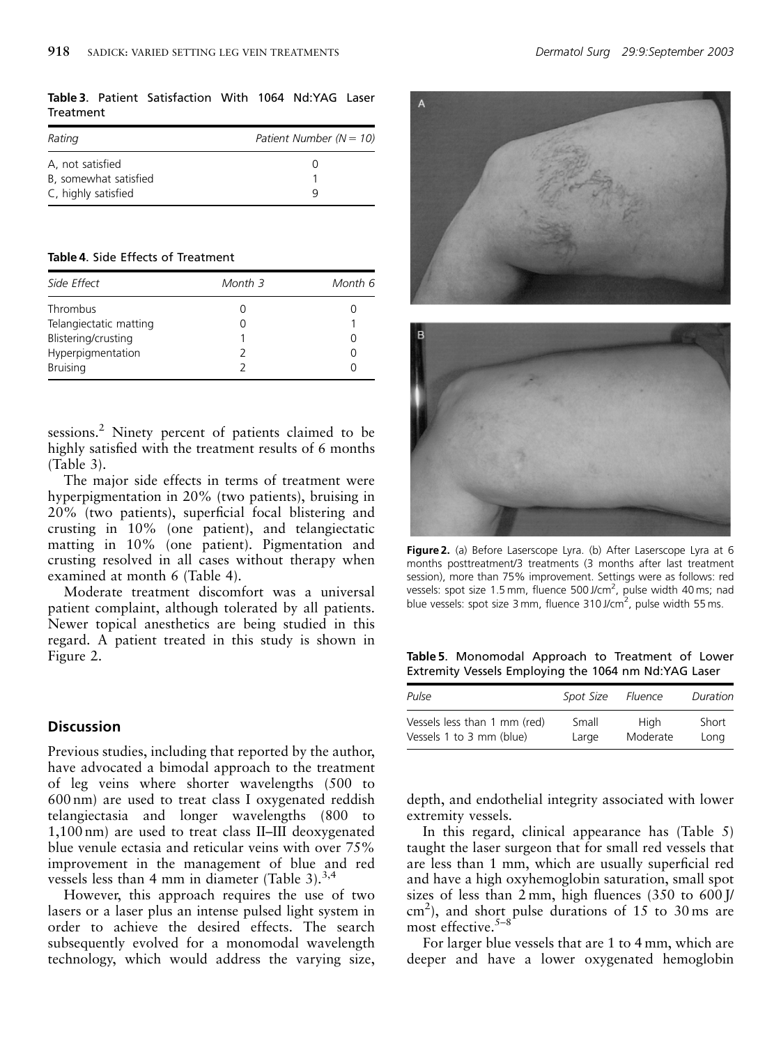**Table 3**. Patient Satisfaction With 1064 Nd:YAG Laser Treatment

| Rating | Patient Number (N = 10) |
|---|---|
| A, not satisfied | 0 |
| B, somewhat satisfied | 1 |
| C, highly satisfied | 9 |

**Table 4**. Side Effects of Treatment

| Side Effect | Month 3 | Month 6 |
|---|---|---|
| Thrombus | 0 | 0 |
| Telangiectatic matting | 0 | 1 |
| Blistering/crusting | 1 | 0 |
| Hyperpigmentation | 2 | 0 |
| Bruising | 2 | 0 |

sessions.[2] Ninety percent of patients claimed to be highly satisfied with the treatment results of 6 months (Table 3).

The major side effects in terms of treatment were hyperpigmentation in 20% (two patients), bruising in 20% (two patients), superficial focal blistering and crusting in 10% (one patient), and telangiectatic matting in 10% (one patient). Pigmentation and crusting resolved in all cases without therapy when examined at month 6 (Table 4).

Moderate treatment discomfort was a universal patient complaint, although tolerated by all patients. Newer topical anesthetics are being studied in this regard. A patient treated in this study is shown in Figure 2.

**Figure 2.** (a) Before Laserscope Lyra. (b) After Laserscope Lyra at 6 months posttreatment/3 treatments (3 months after last treatment session), more than 75% improvement. Settings were as follows: red vessels: spot size 1.5 mm, fluence 500 J/cm$^2$, pulse width 40 ms; nad blue vessels: spot size 3 mm, fluence 310 J/cm$^2$, pulse width 55 ms.

## Discussion

Previous studies, including that reported by the author, have advocated a bimodal approach to the treatment of leg veins where shorter wavelengths (500 to 600 nm) are used to treat class I oxygenated reddish telangiectasia and longer wavelengths (800 to 1,100 nm) are used to treat class II–III deoxygenated blue venule ectasia and reticular veins with over 75% improvement in the management of blue and red vessels less than 4 mm in diameter (Table 3).[3,4]

However, this approach requires the use of two lasers or a laser plus an intense pulsed light system in order to achieve the desired effects. The search subsequently evolved for a monomodal wavelength technology, which would address the varying size, depth, and endothelial integrity associated with lower extremity vessels.

**Table 5**. Monomodal Approach to Treatment of Lower Extremity Vessels Employing the 1064 nm Nd:YAG Laser

| Pulse | Spot Size | Fluence | Duration |
|---|---|---|---|
| Vessels less than 1 mm (red) | Small | High | Short |
| Vessels 1 to 3 mm (blue) | Large | Moderate | Long |

In this regard, clinical appearance has (Table 5) taught the laser surgeon that for small red vessels that are less than 1 mm, which are usually superficial red and have a high oxyhemoglobin saturation, small spot sizes of less than 2 mm, high fluences (350 to 600 J/cm$^2$), and short pulse durations of 15 to 30 ms are most effective.[5–8]

For larger blue vessels that are 1 to 4 mm, which are deeper and have a lower oxygenated hemoglobin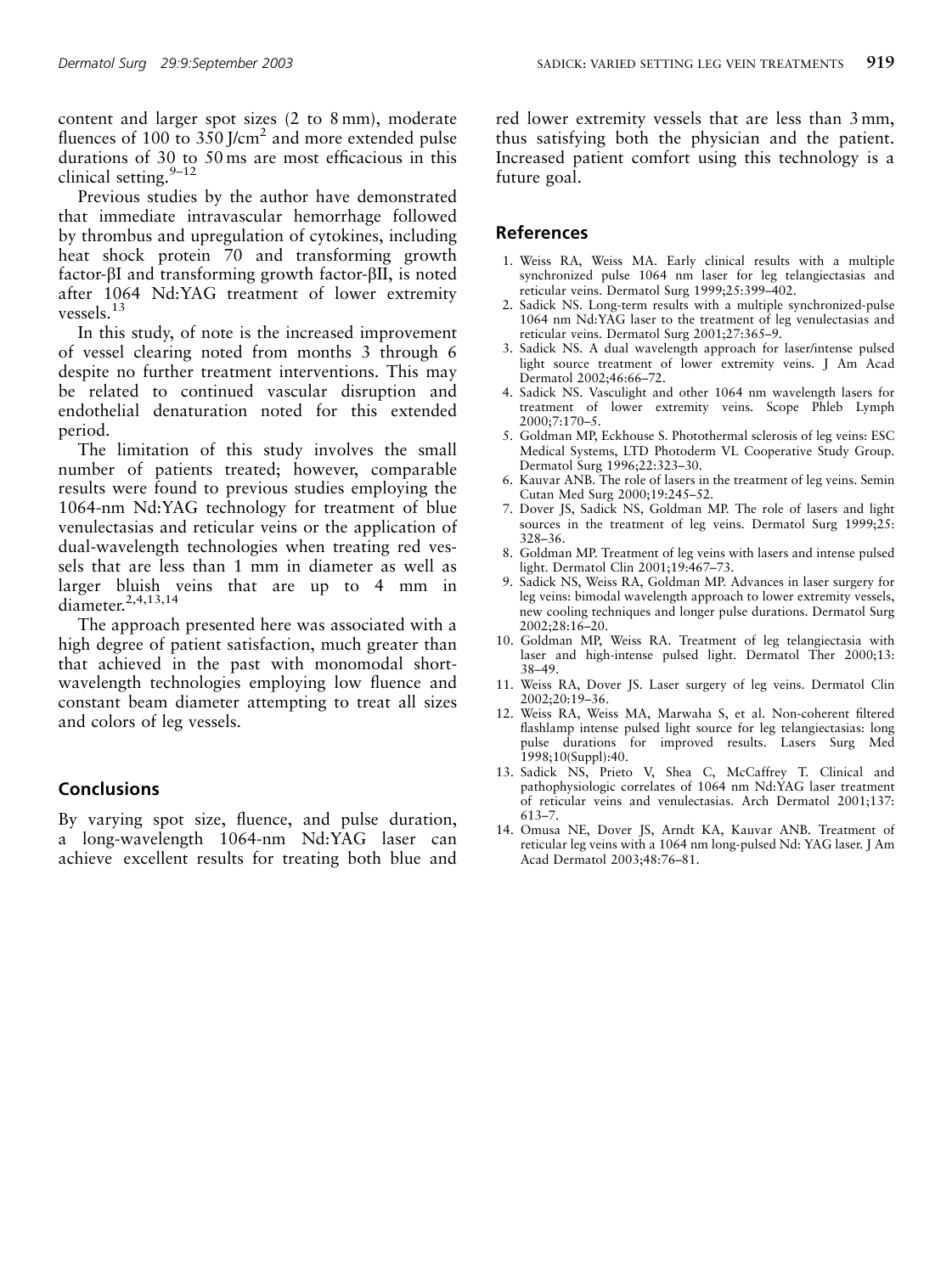content and larger spot sizes (2 to 8 mm), moderate fluences of 100 to 350 J/cm$^2$ and more extended pulse durations of 30 to 50 ms are most efficacious in this clinical setting.[9–12]

Previous studies by the author have demonstrated that immediate intravascular hemorrhage followed by thrombus and upregulation of cytokines, including heat shock protein 70 and transforming growth factor-βI and transforming growth factor-βII, is noted after 1064 Nd:YAG treatment of lower extremity vessels.[13]

In this study, of note is the increased improvement of vessel clearing noted from months 3 through 6 despite no further treatment interventions. This may be related to continued vascular disruption and endothelial denaturation noted for this extended period.

The limitation of this study involves the small number of patients treated; however, comparable results were found to previous studies employing the 1064-nm Nd:YAG technology for treatment of blue venulectasias and reticular veins or the application of dual-wavelength technologies when treating red vessels that are less than 1 mm in diameter as well as larger bluish veins that are up to 4 mm in diameter.[2,4,13,14]

The approach presented here was associated with a high degree of patient satisfaction, much greater than that achieved in the past with monomodal short-wavelength technologies employing low fluence and constant beam diameter attempting to treat all sizes and colors of leg vessels.

## Conclusions

By varying spot size, fluence, and pulse duration, a long-wavelength 1064-nm Nd:YAG laser can achieve excellent results for treating both blue and red lower extremity vessels that are less than 3 mm, thus satisfying both the physician and the patient. Increased patient comfort using this technology is a future goal.

## References

1. Weiss RA, Weiss MA. Early clinical results with a multiple synchronized pulse 1064 nm laser for leg telangiectasias and reticular veins. Dermatol Surg 1999;25:399–402.
2. Sadick NS. Long-term results with a multiple synchronized-pulse 1064 nm Nd:YAG laser to the treatment of leg venulectasias and reticular veins. Dermatol Surg 2001;27:365–9.
3. Sadick NS. A dual wavelength approach for laser/intense pulsed light source treatment of lower extremity veins. J Am Acad Dermatol 2002;46:66–72.
4. Sadick NS. Vasculight and other 1064 nm wavelength lasers for treatment of lower extremity veins. Scope Phleb Lymph 2000;7:170–5.
5. Goldman MP, Eckhouse S. Photothermal sclerosis of leg veins: ESC Medical Systems, LTD Photoderm VL Cooperative Study Group. Dermatol Surg 1996;22:323–30.
6. Kauvar ANB. The role of lasers in the treatment of leg veins. Semin Cutan Med Surg 2000;19:245–52.
7. Dover JS, Sadick NS, Goldman MP. The role of lasers and light sources in the treatment of leg veins. Dermatol Surg 1999;25: 328–36.
8. Goldman MP. Treatment of leg veins with lasers and intense pulsed light. Dermatol Clin 2001;19:467–73.
9. Sadick NS, Weiss RA, Goldman MP. Advances in laser surgery for leg veins: bimodal wavelength approach to lower extremity vessels, new cooling techniques and longer pulse durations. Dermatol Surg 2002;28:16–20.
10. Goldman MP, Weiss RA. Treatment of leg telangiectasia with laser and high-intense pulsed light. Dermatol Ther 2000;13: 38–49.
11. Weiss RA, Dover JS. Laser surgery of leg veins. Dermatol Clin 2002;20:19–36.
12. Weiss RA, Weiss MA, Marwaha S, et al. Non-coherent filtered flashlamp intense pulsed light source for leg telangiectasias: long pulse durations for improved results. Lasers Surg Med 1998;10(Suppl):40.
13. Sadick NS, Prieto V, Shea C, McCaffrey T. Clinical and pathophysiologic correlates of 1064 nm Nd:YAG laser treatment of reticular veins and venulectasias. Arch Dermatol 2001;137: 613–7.
14. Omusa NE, Dover JS, Arndt KA, Kauvar ANB. Treatment of reticular leg veins with a 1064 nm long-pulsed Nd: YAG laser. J Am Acad Dermatol 2003;48:76–81.